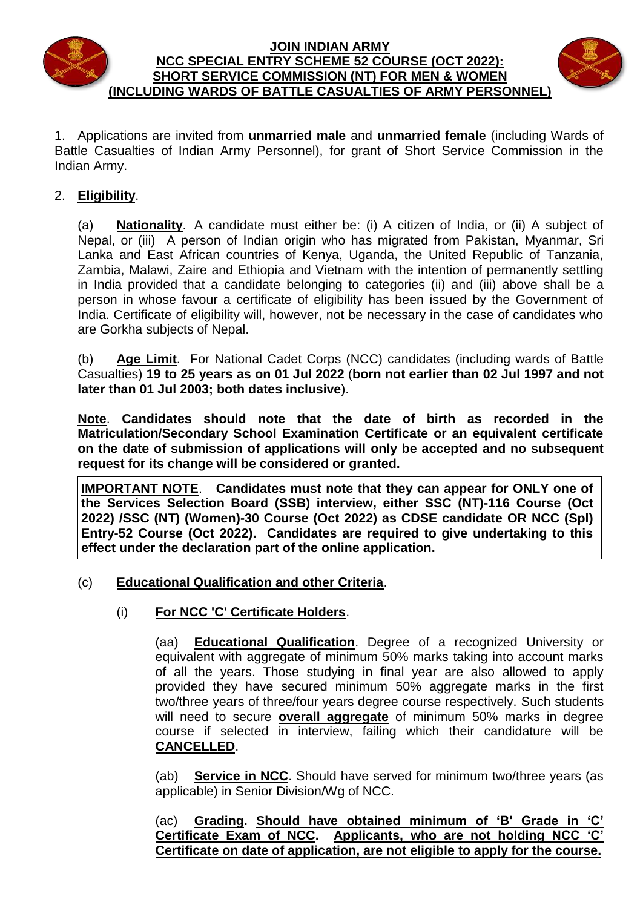# JOIN INDIAN ARMY

## NCC SPECIAL ENTRY SCHEME 52 COURSE (OCT 2022): SHORT SERVICE COMMISSION (NT) FOR MEN & WOMEN (INCLUDING WARDS OF BATTLE CASUALTIES OF ARMY PERSONNEL)

1. Applications are invited from **unmarried male** and **unmarried female** (including Wards of Battle Casualties of Indian Army Personnel), for grant of Short Service Commission in the Indian Army.

2. **Eligibility**.

(a) **Nationality**. A candidate must either be: (i) A citizen of India, or (ii) A subject of Nepal, or (iii) A person of Indian origin who has migrated from Pakistan, Myanmar, Sri Lanka and East African countries of Kenya, Uganda, the United Republic of Tanzania, Zambia, Malawi, Zaire and Ethiopia and Vietnam with the intention of permanently settling in India provided that a candidate belonging to categories (ii) and (iii) above shall be a person in whose favour a certificate of eligibility has been issued by the Government of India. Certificate of eligibility will, however, not be necessary in the case of candidates who are Gorkha subjects of Nepal.

(b) **Age Limit**. For National Cadet Corps (NCC) candidates (including wards of Battle Casualties) **19 to 25 years as on 01 Jul 2022** (**born not earlier than 02 Jul 1997 and not later than 01 Jul 2003; both dates inclusive**).

**Note**. **Candidates should note that the date of birth as recorded in the Matriculation/Secondary School Examination Certificate or an equivalent certificate on the date of submission of applications will only be accepted and no subsequent request for its change will be considered or granted.**

**IMPORTANT NOTE**. **Candidates must note that they can appear for ONLY one of the Services Selection Board (SSB) interview, either SSC (NT)-116 Course (Oct 2022) /SSC (NT) (Women)-30 Course (Oct 2022) as CDSE candidate OR NCC (Spl) Entry-52 Course (Oct 2022). Candidates are required to give undertaking to this effect under the declaration part of the online application.**

(c) **Educational Qualification and other Criteria**.

(i) **For NCC 'C' Certificate Holders**.

(aa) **Educational Qualification**. Degree of a recognized University or equivalent with aggregate of minimum 50% marks taking into account marks of all the years. Those studying in final year are also allowed to apply provided they have secured minimum 50% aggregate marks in the first two/three years of three/four years degree course respectively. Such students will need to secure **overall aggregate** of minimum 50% marks in degree course if selected in interview, failing which their candidature will be **CANCELLED**.

(ab) **Service in NCC**. Should have served for minimum two/three years (as applicable) in Senior Division/Wg of NCC.

(ac) **Grading. Should have obtained minimum of 'B' Grade in 'C' Certificate Exam of NCC. Applicants, who are not holding NCC 'C' Certificate on date of application, are not eligible to apply for the course.**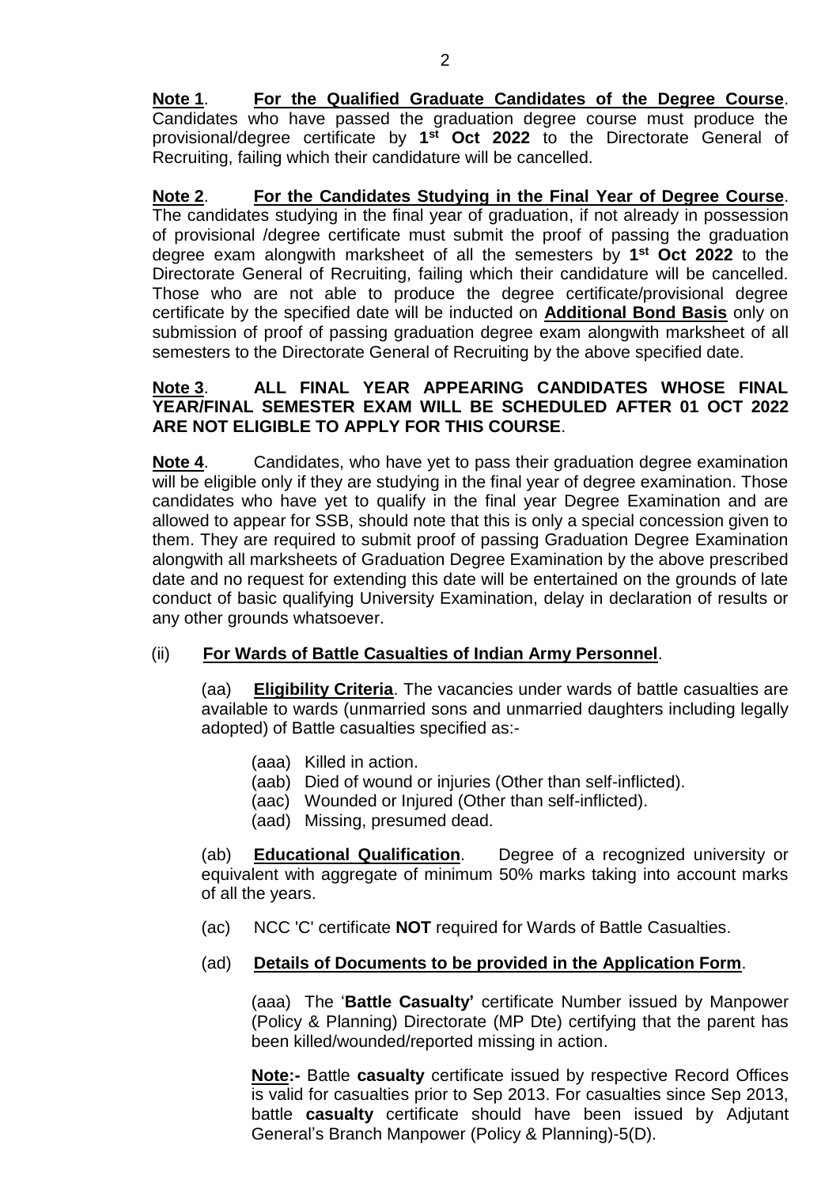**Note 1**. **For the Qualified Graduate Candidates of the Degree Course**. Candidates who have passed the graduation degree course must produce the provisional/degree certificate by **1st Oct 2022** to the Directorate General of Recruiting, failing which their candidature will be cancelled.

**Note 2**. **For the Candidates Studying in the Final Year of Degree Course**. The candidates studying in the final year of graduation, if not already in possession of provisional /degree certificate must submit the proof of passing the graduation degree exam alongwith marksheet of all the semesters by **1st Oct 2022** to the Directorate General of Recruiting, failing which their candidature will be cancelled. Those who are not able to produce the degree certificate/provisional degree certificate by the specified date will be inducted on **Additional Bond Basis** only on submission of proof of passing graduation degree exam alongwith marksheet of all semesters to the Directorate General of Recruiting by the above specified date.

**Note 3**. **ALL FINAL YEAR APPEARING CANDIDATES WHOSE FINAL YEAR/FINAL SEMESTER EXAM WILL BE SCHEDULED AFTER 01 OCT 2022 ARE NOT ELIGIBLE TO APPLY FOR THIS COURSE**.

**Note 4**. Candidates, who have yet to pass their graduation degree examination will be eligible only if they are studying in the final year of degree examination. Those candidates who have yet to qualify in the final year Degree Examination and are allowed to appear for SSB, should note that this is only a special concession given to them. They are required to submit proof of passing Graduation Degree Examination alongwith all marksheets of Graduation Degree Examination by the above prescribed date and no request for extending this date will be entertained on the grounds of late conduct of basic qualifying University Examination, delay in declaration of results or any other grounds whatsoever.

(ii) **For Wards of Battle Casualties of Indian Army Personnel**.

(aa) **Eligibility Criteria**. The vacancies under wards of battle casualties are available to wards (unmarried sons and unmarried daughters including legally adopted) of Battle casualties specified as:-

(aaa) Killed in action.
(aab) Died of wound or injuries (Other than self-inflicted).
(aac) Wounded or Injured (Other than self-inflicted).
(aad) Missing, presumed dead.

(ab) **Educational Qualification**. Degree of a recognized university or equivalent with aggregate of minimum 50% marks taking into account marks of all the years.

(ac) NCC 'C' certificate **NOT** required for Wards of Battle Casualties.

(ad) **Details of Documents to be provided in the Application Form**.

(aaa) The '**Battle Casualty'** certificate Number issued by Manpower (Policy & Planning) Directorate (MP Dte) certifying that the parent has been killed/wounded/reported missing in action.

**Note:-** Battle **casualty** certificate issued by respective Record Offices is valid for casualties prior to Sep 2013. For casualties since Sep 2013, battle **casualty** certificate should have been issued by Adjutant General's Branch Manpower (Policy & Planning)-5(D).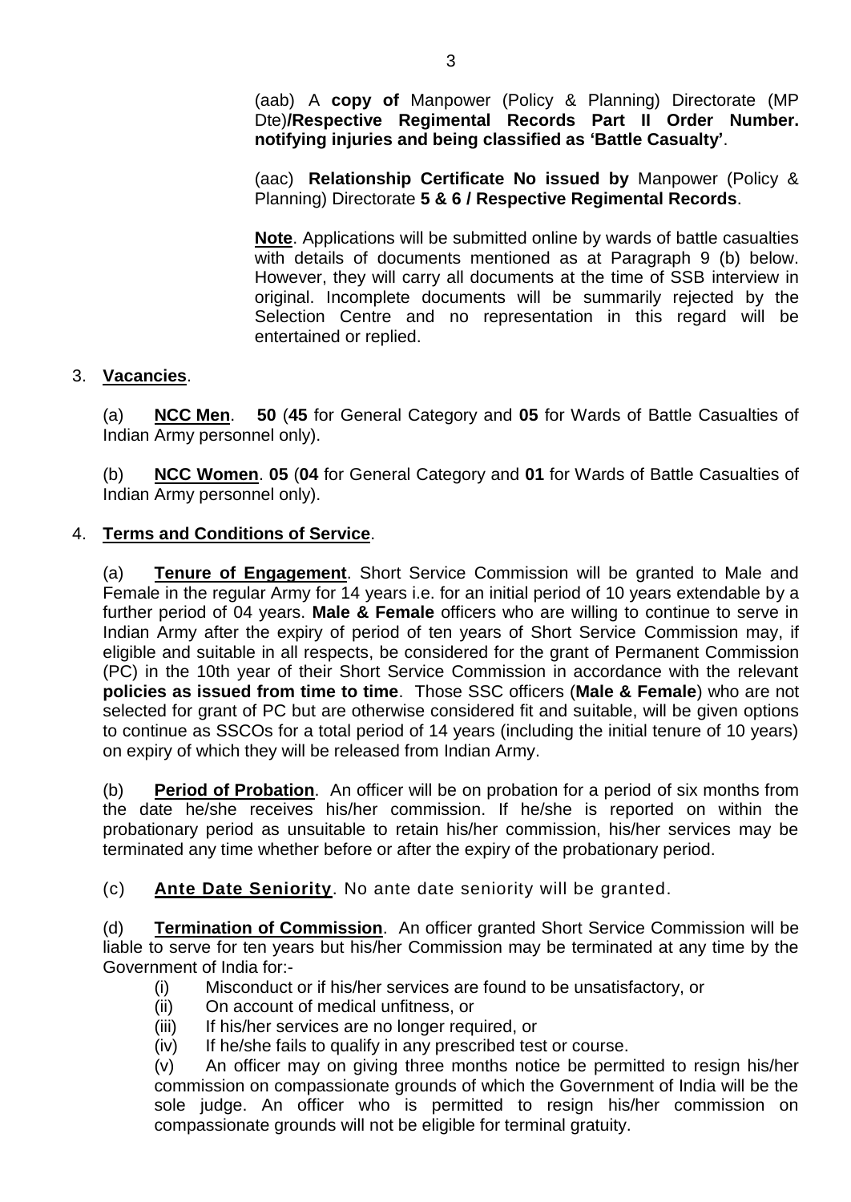(aab) A **copy of** Manpower (Policy & Planning) Directorate (MP Dte)**/Respective Regimental Records Part II Order Number. notifying injuries and being classified as 'Battle Casualty'**.

(aac) **Relationship Certificate No issued by** Manpower (Policy & Planning) Directorate **5 & 6 / Respective Regimental Records**.

**Note**. Applications will be submitted online by wards of battle casualties with details of documents mentioned as at Paragraph 9 (b) below. However, they will carry all documents at the time of SSB interview in original. Incomplete documents will be summarily rejected by the Selection Centre and no representation in this regard will be entertained or replied.

3. **Vacancies**.

(a) **NCC Men**. **50** (**45** for General Category and **05** for Wards of Battle Casualties of Indian Army personnel only).

(b) **NCC Women**. **05** (**04** for General Category and **01** for Wards of Battle Casualties of Indian Army personnel only).

4. **Terms and Conditions of Service**.

(a) **Tenure of Engagement**. Short Service Commission will be granted to Male and Female in the regular Army for 14 years i.e. for an initial period of 10 years extendable by a further period of 04 years. **Male & Female** officers who are willing to continue to serve in Indian Army after the expiry of period of ten years of Short Service Commission may, if eligible and suitable in all respects, be considered for the grant of Permanent Commission (PC) in the 10th year of their Short Service Commission in accordance with the relevant **policies as issued from time to time**. Those SSC officers (**Male & Female**) who are not selected for grant of PC but are otherwise considered fit and suitable, will be given options to continue as SSCOs for a total period of 14 years (including the initial tenure of 10 years) on expiry of which they will be released from Indian Army.

(b) **Period of Probation**. An officer will be on probation for a period of six months from the date he/she receives his/her commission. If he/she is reported on within the probationary period as unsuitable to retain his/her commission, his/her services may be terminated any time whether before or after the expiry of the probationary period.

(c) **Ante Date Seniority**. No ante date seniority will be granted.

(d) **Termination of Commission**. An officer granted Short Service Commission will be liable to serve for ten years but his/her Commission may be terminated at any time by the Government of India for:-

(i) Misconduct or if his/her services are found to be unsatisfactory, or
(ii) On account of medical unfitness, or
(iii) If his/her services are no longer required, or
(iv) If he/she fails to qualify in any prescribed test or course.
(v) An officer may on giving three months notice be permitted to resign his/her commission on compassionate grounds of which the Government of India will be the sole judge. An officer who is permitted to resign his/her commission on compassionate grounds will not be eligible for terminal gratuity.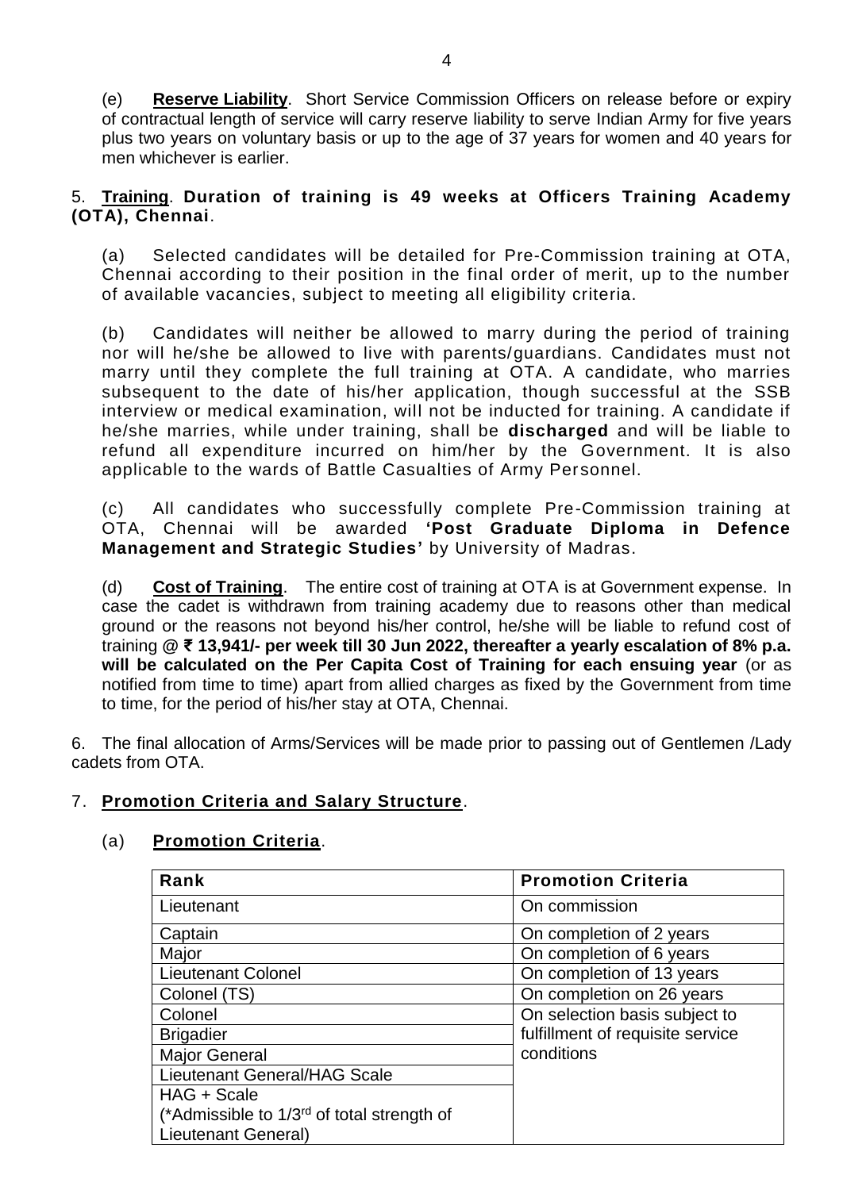(e) **Reserve Liability**. Short Service Commission Officers on release before or expiry of contractual length of service will carry reserve liability to serve Indian Army for five years plus two years on voluntary basis or up to the age of 37 years for women and 40 years for men whichever is earlier.

5. **Training**. **Duration of training is 49 weeks at Officers Training Academy (OTA), Chennai**.

(a) Selected candidates will be detailed for Pre-Commission training at OTA, Chennai according to their position in the final order of merit, up to the number of available vacancies, subject to meeting all eligibility criteria.

(b) Candidates will neither be allowed to marry during the period of training nor will he/she be allowed to live with parents/guardians. Candidates must not marry until they complete the full training at OTA. A candidate, who marries subsequent to the date of his/her application, though successful at the SSB interview or medical examination, will not be inducted for training. A candidate if he/she marries, while under training, shall be **discharged** and will be liable to refund all expenditure incurred on him/her by the Government. It is also applicable to the wards of Battle Casualties of Army Personnel.

(c) All candidates who successfully complete Pre-Commission training at OTA, Chennai will be awarded **'Post Graduate Diploma in Defence Management and Strategic Studies'** by University of Madras.

(d) **Cost of Training**. The entire cost of training at OTA is at Government expense. In case the cadet is withdrawn from training academy due to reasons other than medical ground or the reasons not beyond his/her control, he/she will be liable to refund cost of training **@ ₹ 13,941/- per week till 30 Jun 2022, thereafter a yearly escalation of 8% p.a. will be calculated on the Per Capita Cost of Training for each ensuing year** (or as notified from time to time) apart from allied charges as fixed by the Government from time to time, for the period of his/her stay at OTA, Chennai.

6. The final allocation of Arms/Services will be made prior to passing out of Gentlemen /Lady cadets from OTA.

7. **Promotion Criteria and Salary Structure**.

(a) **Promotion Criteria**.

| **Rank** | **Promotion Criteria** |
|---|---|
| Lieutenant | On commission |
| Captain | On completion of 2 years |
| Major | On completion of 6 years |
| Lieutenant Colonel | On completion of 13 years |
| Colonel (TS) | On completion on 26 years |
| Colonel | On selection basis subject to fulfillment of requisite service conditions |
| Brigadier | |
| Major General | |
| Lieutenant General/HAG Scale | |
| HAG + Scale (*Admissible to 1/3rd of total strength of Lieutenant General) | |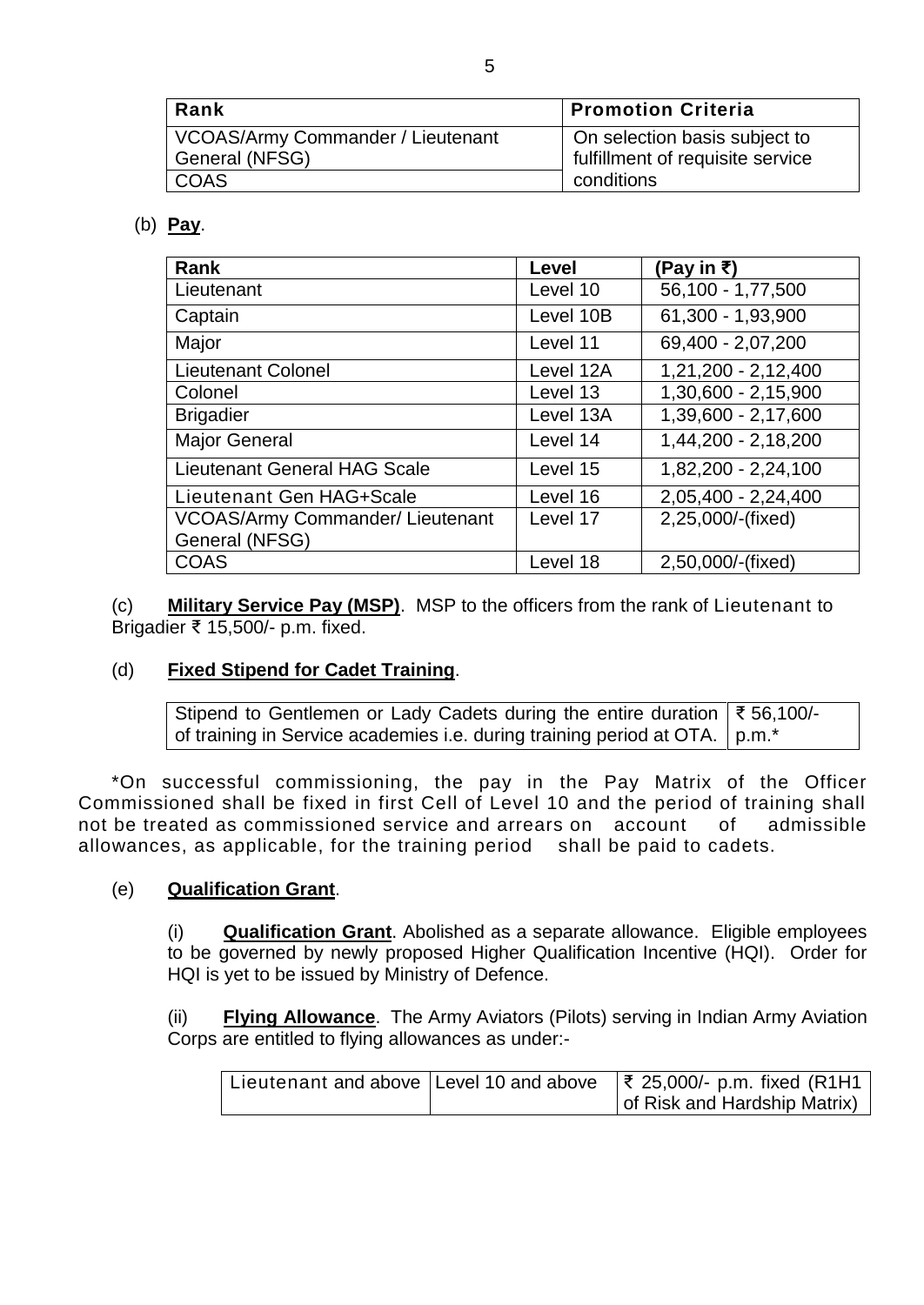| Rank | Promotion Criteria |
| --- | --- |
| VCOAS/Army Commander / Lieutenant General (NFSG) | On selection basis subject to fulfillment of requisite service conditions |
| COAS | |

(b) **Pay**.

| Rank | Level | (Pay in ₹) |
| --- | --- | --- |
| Lieutenant | Level 10 | 56,100 - 1,77,500 |
| Captain | Level 10B | 61,300 - 1,93,900 |
| Major | Level 11 | 69,400 - 2,07,200 |
| Lieutenant Colonel | Level 12A | 1,21,200 - 2,12,400 |
| Colonel | Level 13 | 1,30,600 - 2,15,900 |
| Brigadier | Level 13A | 1,39,600 - 2,17,600 |
| Major General | Level 14 | 1,44,200 - 2,18,200 |
| Lieutenant General HAG Scale | Level 15 | 1,82,200 - 2,24,100 |
| Lieutenant Gen HAG+Scale | Level 16 | 2,05,400 - 2,24,400 |
| VCOAS/Army Commander/ Lieutenant General (NFSG) | Level 17 | 2,25,000/-(fixed) |
| COAS | Level 18 | 2,50,000/-(fixed) |

(c) **Military Service Pay (MSP)**. MSP to the officers from the rank of Lieutenant to Brigadier ₹ 15,500/- p.m. fixed.

(d) **Fixed Stipend for Cadet Training**.

| Stipend to Gentlemen or Lady Cadets during the entire duration of training in Service academies i.e. during training period at OTA. | ₹ 56,100/- p.m.* |
| --- | --- |

*On successful commissioning, the pay in the Pay Matrix of the Officer Commissioned shall be fixed in first Cell of Level 10 and the period of training shall not be treated as commissioned service and arrears on account of admissible allowances, as applicable, for the training period shall be paid to cadets.

(e) **Qualification Grant**.

(i) **Qualification Grant**. Abolished as a separate allowance. Eligible employees to be governed by newly proposed Higher Qualification Incentive (HQI). Order for HQI is yet to be issued by Ministry of Defence.

(ii) **Flying Allowance**. The Army Aviators (Pilots) serving in Indian Army Aviation Corps are entitled to flying allowances as under:-

| Lieutenant and above | Level 10 and above | ₹ 25,000/- p.m. fixed (R1H1 of Risk and Hardship Matrix) |
| --- | --- | --- |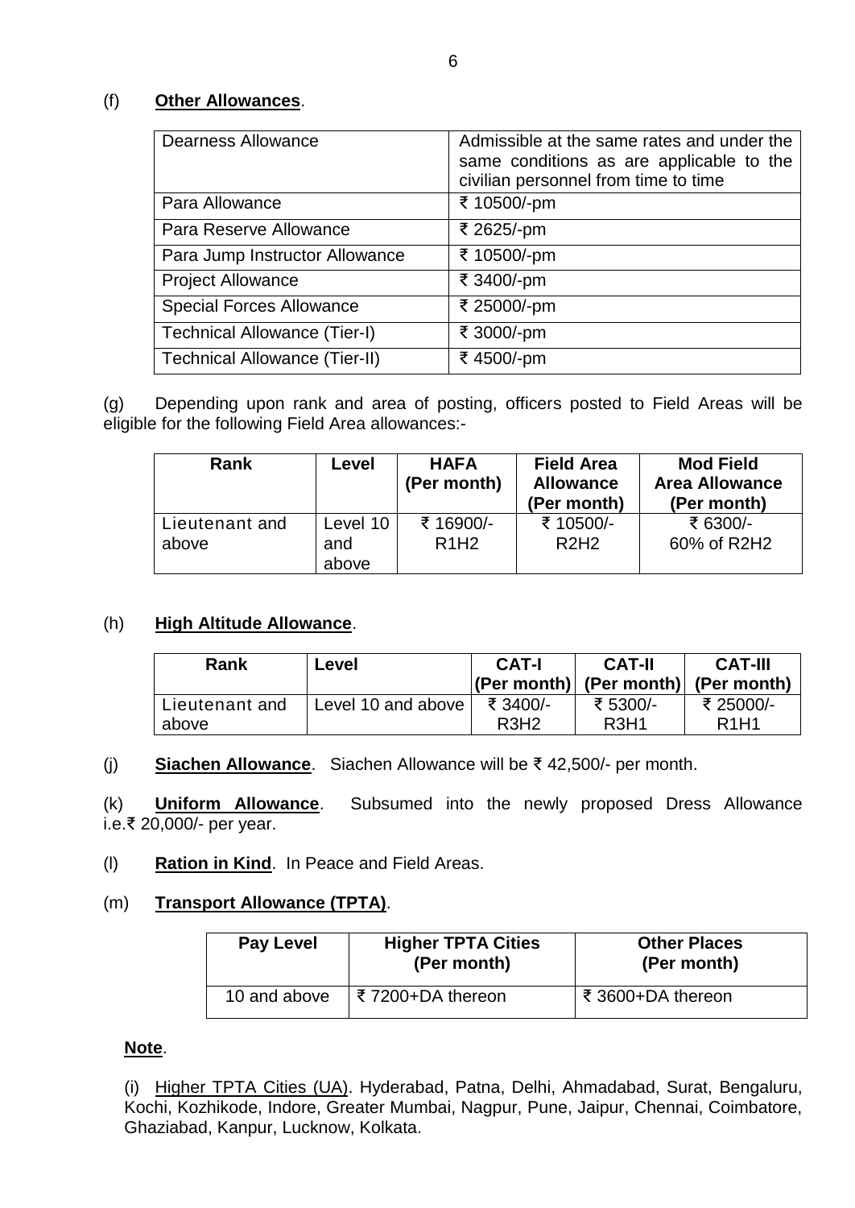(f) **Other Allowances**.

| | |
|---|---|
| Dearness Allowance | Admissible at the same rates and under the same conditions as are applicable to the civilian personnel from time to time |
| Para Allowance | ₹ 10500/-pm |
| Para Reserve Allowance | ₹ 2625/-pm |
| Para Jump Instructor Allowance | ₹ 10500/-pm |
| Project Allowance | ₹ 3400/-pm |
| Special Forces Allowance | ₹ 25000/-pm |
| Technical Allowance (Tier-I) | ₹ 3000/-pm |
| Technical Allowance (Tier-II) | ₹ 4500/-pm |

(g) Depending upon rank and area of posting, officers posted to Field Areas will be eligible for the following Field Area allowances:-

| Rank | Level | HAFA (Per month) | Field Area Allowance (Per month) | Mod Field Area Allowance (Per month) |
|---|---|---|---|---|
| Lieutenant and above | Level 10 and above | ₹ 16900/- R1H2 | ₹ 10500/- R2H2 | ₹ 6300/- 60% of R2H2 |

(h) **High Altitude Allowance**.

| Rank | Level | CAT-I (Per month) | CAT-II (Per month) | CAT-III (Per month) |
|---|---|---|---|---|
| Lieutenant and above | Level 10 and above | ₹ 3400/- R3H2 | ₹ 5300/- R3H1 | ₹ 25000/- R1H1 |

(j) **Siachen Allowance**. Siachen Allowance will be ₹ 42,500/- per month.

(k) **Uniform Allowance**. Subsumed into the newly proposed Dress Allowance i.e.₹ 20,000/- per year.

(l) **Ration in Kind**. In Peace and Field Areas.

(m) **Transport Allowance (TPTA)**.

| Pay Level | Higher TPTA Cities (Per month) | Other Places (Per month) |
|---|---|---|
| 10 and above | ₹ 7200+DA thereon | ₹ 3600+DA thereon |

**Note**.

(i) Higher TPTA Cities (UA). Hyderabad, Patna, Delhi, Ahmadabad, Surat, Bengaluru, Kochi, Kozhikode, Indore, Greater Mumbai, Nagpur, Pune, Jaipur, Chennai, Coimbatore, Ghaziabad, Kanpur, Lucknow, Kolkata.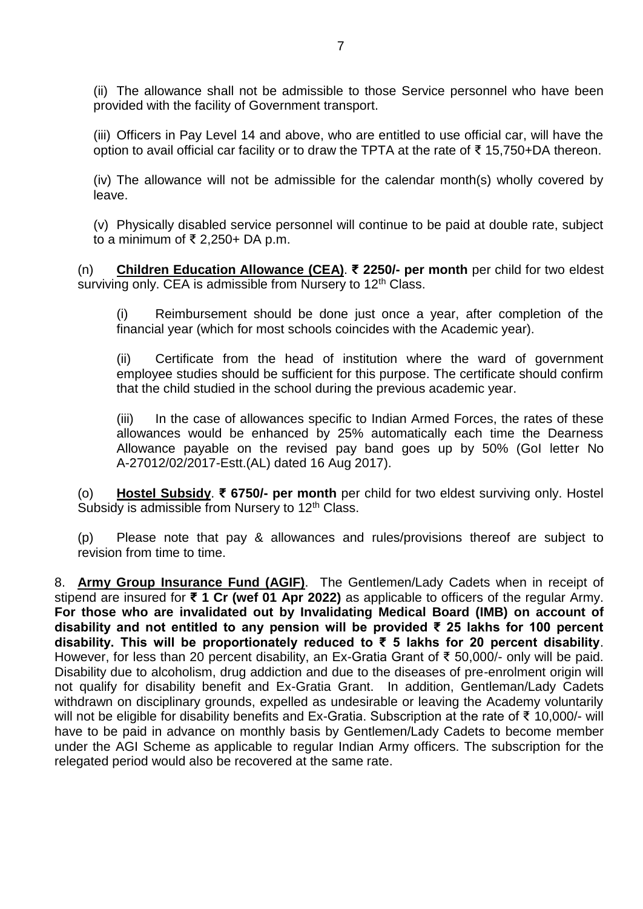(ii) The allowance shall not be admissible to those Service personnel who have been provided with the facility of Government transport.

(iii) Officers in Pay Level 14 and above, who are entitled to use official car, will have the option to avail official car facility or to draw the TPTA at the rate of ₹ 15,750+DA thereon.

(iv) The allowance will not be admissible for the calendar month(s) wholly covered by leave.

(v) Physically disabled service personnel will continue to be paid at double rate, subject to a minimum of ₹ 2,250+ DA p.m.

(n) **Children Education Allowance (CEA)**. **₹ 2250/- per month** per child for two eldest surviving only. CEA is admissible from Nursery to 12th Class.

(i) Reimbursement should be done just once a year, after completion of the financial year (which for most schools coincides with the Academic year).

(ii) Certificate from the head of institution where the ward of government employee studies should be sufficient for this purpose. The certificate should confirm that the child studied in the school during the previous academic year.

(iii) In the case of allowances specific to Indian Armed Forces, the rates of these allowances would be enhanced by 25% automatically each time the Dearness Allowance payable on the revised pay band goes up by 50% (GoI letter No A-27012/02/2017-Estt.(AL) dated 16 Aug 2017).

(o) **Hostel Subsidy**. **₹ 6750/- per month** per child for two eldest surviving only. Hostel Subsidy is admissible from Nursery to 12th Class.

(p) Please note that pay & allowances and rules/provisions thereof are subject to revision from time to time.

8. **Army Group Insurance Fund (AGIF)**. The Gentlemen/Lady Cadets when in receipt of stipend are insured for **₹ 1 Cr (wef 01 Apr 2022)** as applicable to officers of the regular Army. **For those who are invalidated out by Invalidating Medical Board (IMB) on account of disability and not entitled to any pension will be provided ₹ 25 lakhs for 100 percent disability. This will be proportionately reduced to ₹ 5 lakhs for 20 percent disability**. However, for less than 20 percent disability, an Ex-Gratia Grant of ₹ 50,000/- only will be paid. Disability due to alcoholism, drug addiction and due to the diseases of pre-enrolment origin will not qualify for disability benefit and Ex-Gratia Grant. In addition, Gentleman/Lady Cadets withdrawn on disciplinary grounds, expelled as undesirable or leaving the Academy voluntarily will not be eligible for disability benefits and Ex-Gratia. Subscription at the rate of ₹ 10,000/- will have to be paid in advance on monthly basis by Gentlemen/Lady Cadets to become member under the AGI Scheme as applicable to regular Indian Army officers. The subscription for the relegated period would also be recovered at the same rate.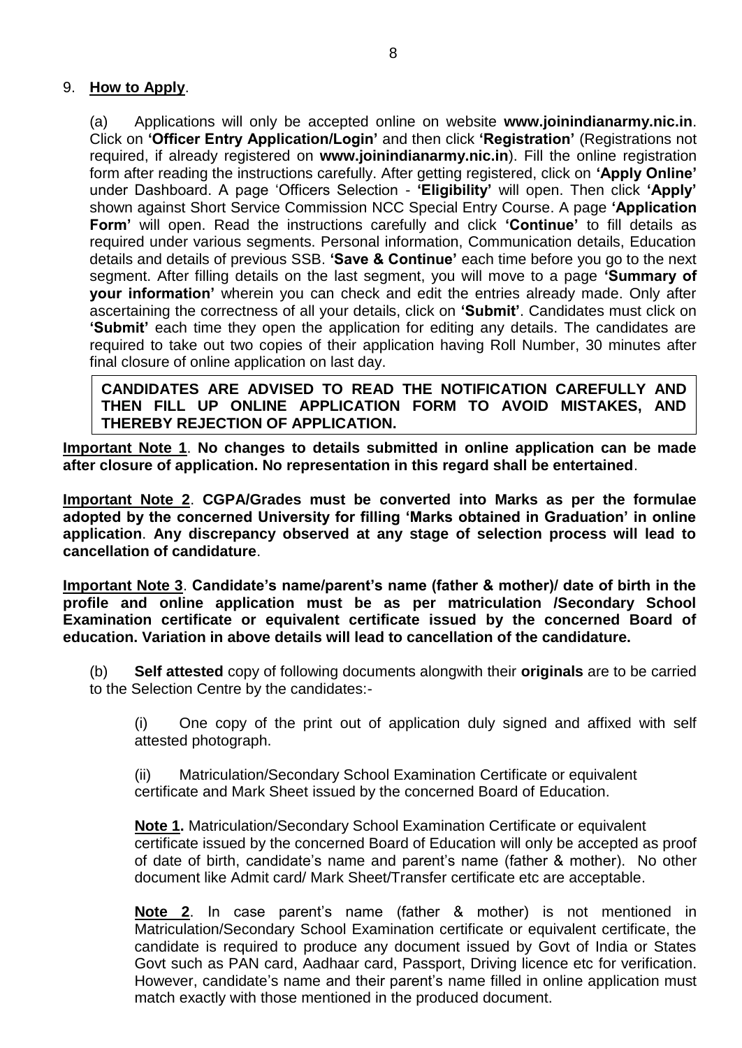9. **How to Apply**.

(a) Applications will only be accepted online on website **www.joinindianarmy.nic.in**. Click on **'Officer Entry Application/Login'** and then click **'Registration'** (Registrations not required, if already registered on **www.joinindianarmy.nic.in**). Fill the online registration form after reading the instructions carefully. After getting registered, click on **'Apply Online'** under Dashboard. A page 'Officers Selection - **'Eligibility'** will open. Then click **'Apply'** shown against Short Service Commission NCC Special Entry Course. A page **'Application Form'** will open. Read the instructions carefully and click **'Continue'** to fill details as required under various segments. Personal information, Communication details, Education details and details of previous SSB. **'Save & Continue'** each time before you go to the next segment. After filling details on the last segment, you will move to a page **'Summary of your information'** wherein you can check and edit the entries already made. Only after ascertaining the correctness of all your details, click on **'Submit'**. Candidates must click on **'Submit'** each time they open the application for editing any details. The candidates are required to take out two copies of their application having Roll Number, 30 minutes after final closure of online application on last day.

**CANDIDATES ARE ADVISED TO READ THE NOTIFICATION CAREFULLY AND THEN FILL UP ONLINE APPLICATION FORM TO AVOID MISTAKES, AND THEREBY REJECTION OF APPLICATION.**

**Important Note 1**. **No changes to details submitted in online application can be made after closure of application. No representation in this regard shall be entertained**.

**Important Note 2**. **CGPA/Grades must be converted into Marks as per the formulae adopted by the concerned University for filling 'Marks obtained in Graduation' in online application**. **Any discrepancy observed at any stage of selection process will lead to cancellation of candidature**.

**Important Note 3**. **Candidate's name/parent's name (father & mother)/ date of birth in the profile and online application must be as per matriculation /Secondary School Examination certificate or equivalent certificate issued by the concerned Board of education. Variation in above details will lead to cancellation of the candidature.**

(b) **Self attested** copy of following documents alongwith their **originals** are to be carried to the Selection Centre by the candidates:-

(i) One copy of the print out of application duly signed and affixed with self attested photograph.

(ii) Matriculation/Secondary School Examination Certificate or equivalent certificate and Mark Sheet issued by the concerned Board of Education.

**Note 1.** Matriculation/Secondary School Examination Certificate or equivalent certificate issued by the concerned Board of Education will only be accepted as proof of date of birth, candidate's name and parent's name (father & mother). No other document like Admit card/ Mark Sheet/Transfer certificate etc are acceptable.

**Note 2**. In case parent's name (father & mother) is not mentioned in Matriculation/Secondary School Examination certificate or equivalent certificate, the candidate is required to produce any document issued by Govt of India or States Govt such as PAN card, Aadhaar card, Passport, Driving licence etc for verification. However, candidate's name and their parent's name filled in online application must match exactly with those mentioned in the produced document.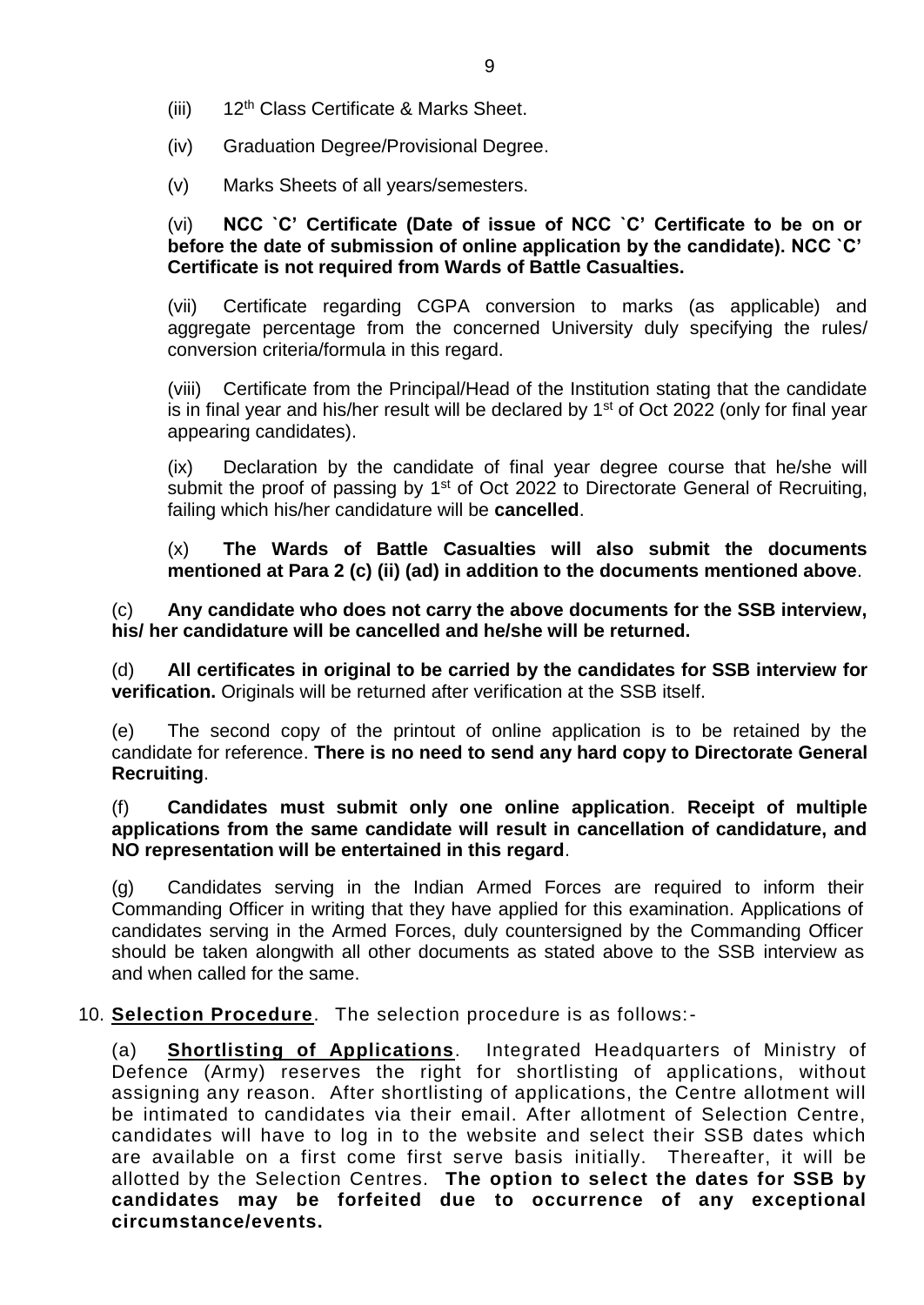(iii) 12th Class Certificate & Marks Sheet.

(iv) Graduation Degree/Provisional Degree.

(v) Marks Sheets of all years/semesters.

(vi) **NCC `C' Certificate (Date of issue of NCC `C' Certificate to be on or before the date of submission of online application by the candidate). NCC `C' Certificate is not required from Wards of Battle Casualties.**

(vii) Certificate regarding CGPA conversion to marks (as applicable) and aggregate percentage from the concerned University duly specifying the rules/ conversion criteria/formula in this regard.

(viii) Certificate from the Principal/Head of the Institution stating that the candidate is in final year and his/her result will be declared by 1st of Oct 2022 (only for final year appearing candidates).

(ix) Declaration by the candidate of final year degree course that he/she will submit the proof of passing by 1st of Oct 2022 to Directorate General of Recruiting, failing which his/her candidature will be **cancelled**.

(x) **The Wards of Battle Casualties will also submit the documents mentioned at Para 2 (c) (ii) (ad) in addition to the documents mentioned above**.

(c) **Any candidate who does not carry the above documents for the SSB interview, his/ her candidature will be cancelled and he/she will be returned.**

(d) **All certificates in original to be carried by the candidates for SSB interview for verification.** Originals will be returned after verification at the SSB itself.

(e) The second copy of the printout of online application is to be retained by the candidate for reference. **There is no need to send any hard copy to Directorate General Recruiting**.

(f) **Candidates must submit only one online application**. **Receipt of multiple applications from the same candidate will result in cancellation of candidature, and NO representation will be entertained in this regard**.

(g) Candidates serving in the Indian Armed Forces are required to inform their Commanding Officer in writing that they have applied for this examination. Applications of candidates serving in the Armed Forces, duly countersigned by the Commanding Officer should be taken alongwith all other documents as stated above to the SSB interview as and when called for the same.

10. **Selection Procedure**. The selection procedure is as follows:-

(a) **Shortlisting of Applications**. Integrated Headquarters of Ministry of Defence (Army) reserves the right for shortlisting of applications, without assigning any reason. After shortlisting of applications, the Centre allotment will be intimated to candidates via their email. After allotment of Selection Centre, candidates will have to log in to the website and select their SSB dates which are available on a first come first serve basis initially. Thereafter, it will be allotted by the Selection Centres. **The option to select the dates for SSB by candidates may be forfeited due to occurrence of any exceptional circumstance/events.**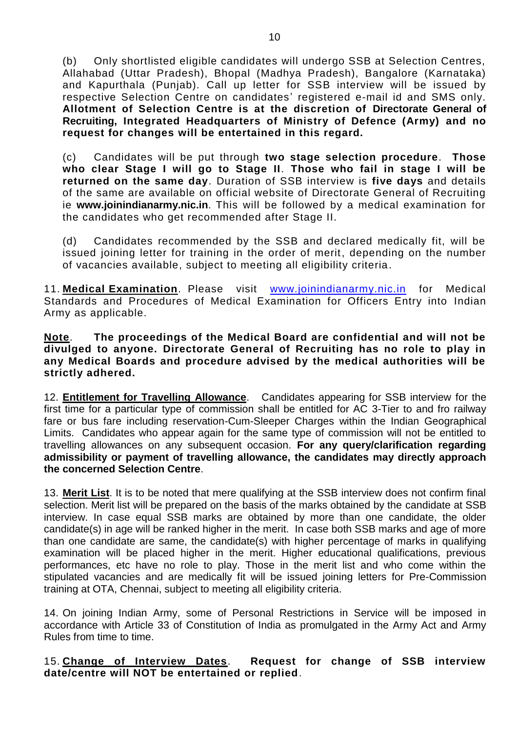(b) Only shortlisted eligible candidates will undergo SSB at Selection Centres, Allahabad (Uttar Pradesh), Bhopal (Madhya Pradesh), Bangalore (Karnataka) and Kapurthala (Punjab). Call up letter for SSB interview will be issued by respective Selection Centre on candidates' registered e-mail id and SMS only. **Allotment of Selection Centre is at the discretion of Directorate General of Recruiting, Integrated Headquarters of Ministry of Defence (Army) and no request for changes will be entertained in this regard.**

(c) Candidates will be put through **two stage selection procedure**. **Those who clear Stage I will go to Stage II**. **Those who fail in stage I will be returned on the same day**. Duration of SSB interview is **five days** and details of the same are available on official website of Directorate General of Recruiting ie **www.joinindianarmy.nic.in**. This will be followed by a medical examination for the candidates who get recommended after Stage II.

(d) Candidates recommended by the SSB and declared medically fit, will be issued joining letter for training in the order of merit, depending on the number of vacancies available, subject to meeting all eligibility criteria.

11. **Medical Examination**. Please visit www.joinindianarmy.nic.in for Medical Standards and Procedures of Medical Examination for Officers Entry into Indian Army as applicable.

**Note**. **The proceedings of the Medical Board are confidential and will not be divulged to anyone. Directorate General of Recruiting has no role to play in any Medical Boards and procedure advised by the medical authorities will be strictly adhered.**

12. **Entitlement for Travelling Allowance**. Candidates appearing for SSB interview for the first time for a particular type of commission shall be entitled for AC 3-Tier to and fro railway fare or bus fare including reservation-Cum-Sleeper Charges within the Indian Geographical Limits. Candidates who appear again for the same type of commission will not be entitled to travelling allowances on any subsequent occasion. **For any query/clarification regarding admissibility or payment of travelling allowance, the candidates may directly approach the concerned Selection Centre**.

13. **Merit List**. It is to be noted that mere qualifying at the SSB interview does not confirm final selection. Merit list will be prepared on the basis of the marks obtained by the candidate at SSB interview. In case equal SSB marks are obtained by more than one candidate, the older candidate(s) in age will be ranked higher in the merit. In case both SSB marks and age of more than one candidate are same, the candidate(s) with higher percentage of marks in qualifying examination will be placed higher in the merit. Higher educational qualifications, previous performances, etc have no role to play. Those in the merit list and who come within the stipulated vacancies and are medically fit will be issued joining letters for Pre-Commission training at OTA, Chennai, subject to meeting all eligibility criteria.

14. On joining Indian Army, some of Personal Restrictions in Service will be imposed in accordance with Article 33 of Constitution of India as promulgated in the Army Act and Army Rules from time to time.

15. **Change of Interview Dates**. **Request for change of SSB interview date/centre will NOT be entertained or replied**.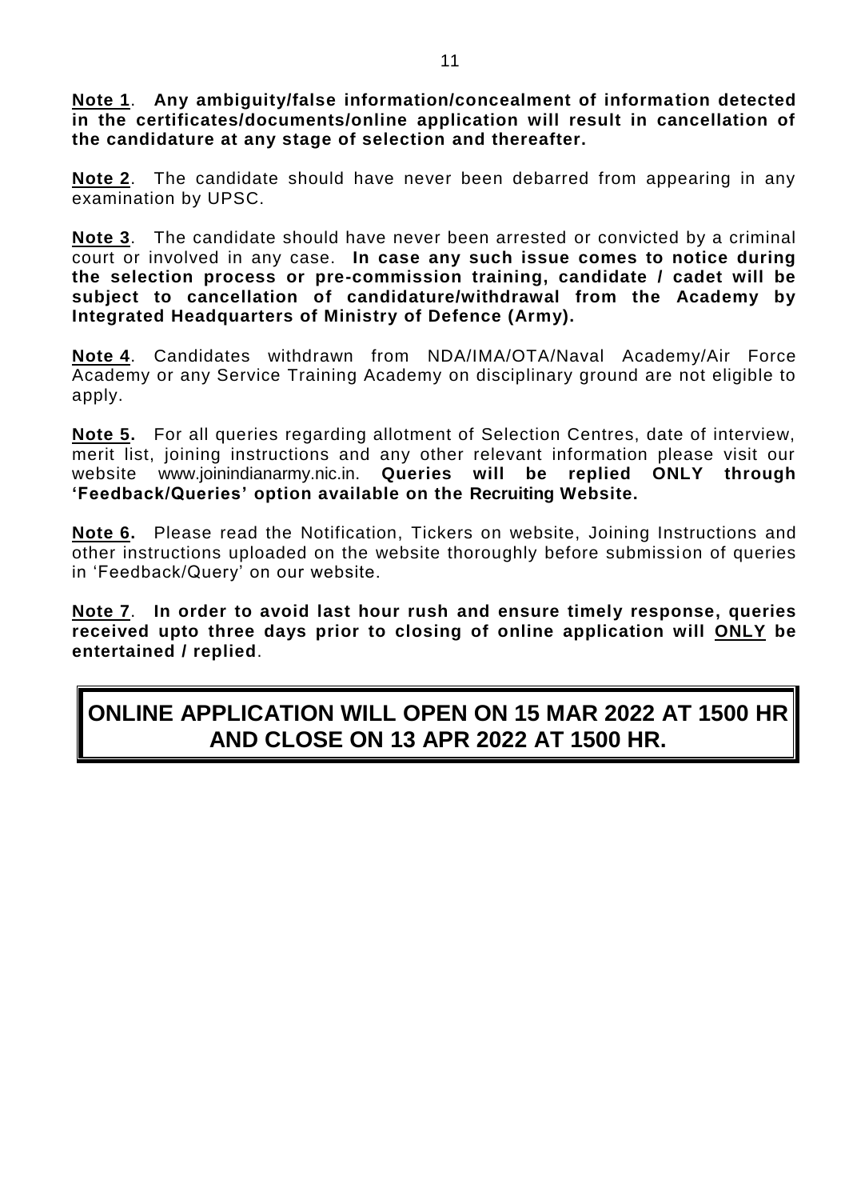**Note 1**. **Any ambiguity/false information/concealment of information detected in the certificates/documents/online application will result in cancellation of the candidature at any stage of selection and thereafter.**

**Note 2**. The candidate should have never been debarred from appearing in any examination by UPSC.

**Note 3**. The candidate should have never been arrested or convicted by a criminal court or involved in any case. **In case any such issue comes to notice during the selection process or pre-commission training, candidate / cadet will be subject to cancellation of candidature/withdrawal from the Academy by Integrated Headquarters of Ministry of Defence (Army).**

**Note 4**. Candidates withdrawn from NDA/IMA/OTA/Naval Academy/Air Force Academy or any Service Training Academy on disciplinary ground are not eligible to apply.

**Note 5.** For all queries regarding allotment of Selection Centres, date of interview, merit list, joining instructions and any other relevant information please visit our website www.joinindianarmy.nic.in. **Queries will be replied ONLY through 'Feedback/Queries' option available on the Recruiting Website.**

**Note 6.** Please read the Notification, Tickers on website, Joining Instructions and other instructions uploaded on the website thoroughly before submission of queries in 'Feedback/Query' on our website.

**Note 7**. **In order to avoid last hour rush and ensure timely response, queries received upto three days prior to closing of online application will ONLY be entertained / replied**.

**ONLINE APPLICATION WILL OPEN ON 15 MAR 2022 AT 1500 HR AND CLOSE ON 13 APR 2022 AT 1500 HR.**